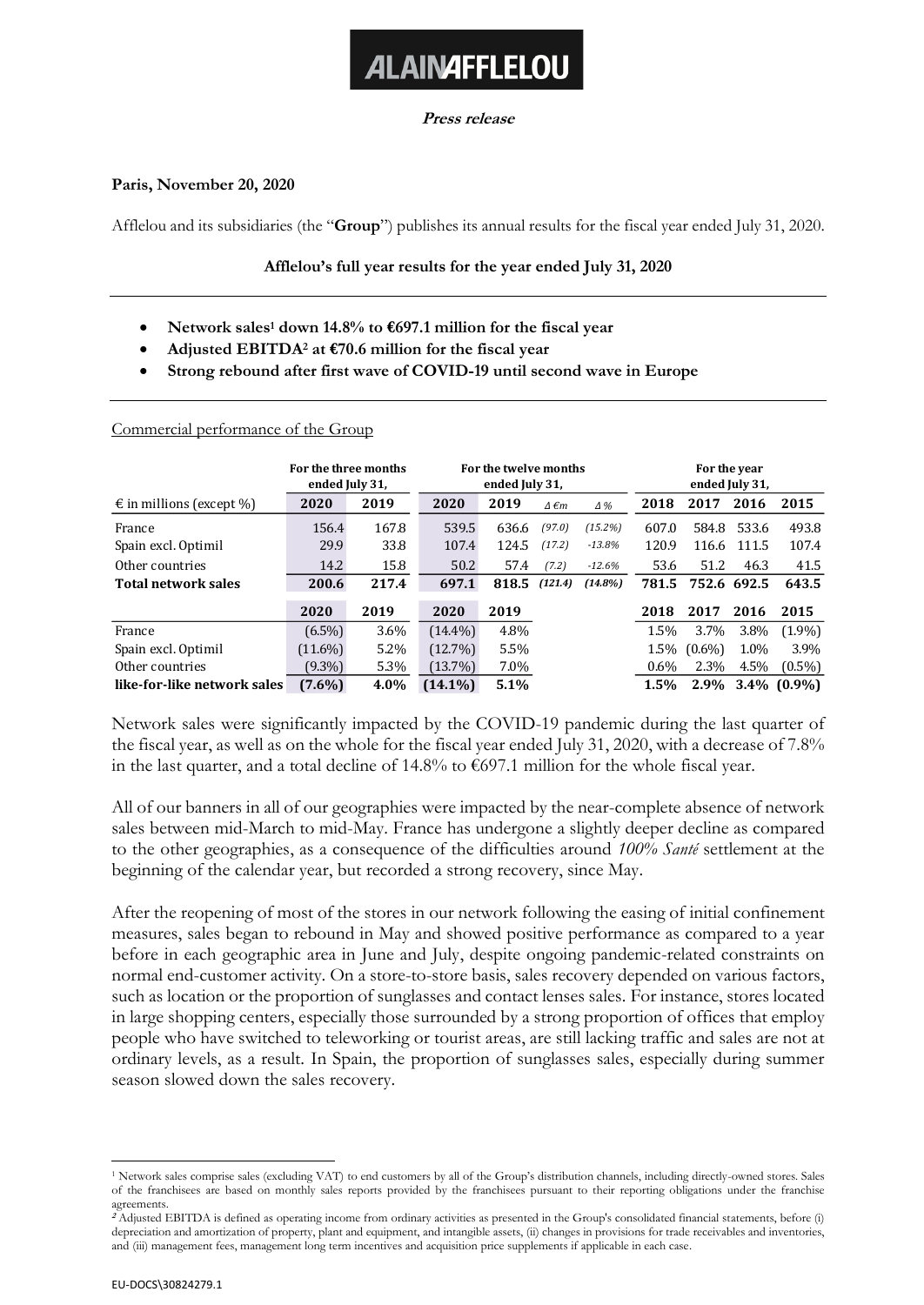# ALAIN AFFLELOU

**Press release**

**Paris, November 20, 2020**

Afflelou and its subsidiaries (the "**Group**") publishes its annual results for the fiscal year ended July 31, 2020.

**Afflelou's full year results for the year ended July 31, 2020**

---

- **Network sales[1] down 14.8% to €697.1 million for the fiscal year**
- **Adjusted EBITDA[2] at €70.6 million for the fiscal year**
- **Strong rebound after first wave of COVID-19 until second wave in Europe**

---

Commercial performance of the Group

| | For the three months ended July 31, | | For the twelve months ended July 31, | | | | For the year ended July 31, | | | |
|---|---|---|---|---|---|---|---|---|---|---|
| € in millions (except %) | **2020** | **2019** | **2020** | **2019** | *Δ €m* | *Δ %* | **2018** | **2017** | **2016** | **2015** |
| France | 156.4 | 167.8 | 539.5 | 636.6 | *(97.0)* | *(15.2%)* | 607.0 | 584.8 | 533.6 | 493.8 |
| Spain excl. Optimil | 29.9 | 33.8 | 107.4 | 124.5 | *(17.2)* | *-13.8%* | 120.9 | 116.6 | 111.5 | 107.4 |
| Other countries | 14.2 | 15.8 | 50.2 | 57.4 | *(7.2)* | *-12.6%* | 53.6 | 51.2 | 46.3 | 41.5 |
| **Total network sales** | **200.6** | **217.4** | **697.1** | **818.5** | ***(121.4)*** | ***(14.8%)*** | **781.5** | **752.6** | **692.5** | **643.5** |
| | **2020** | **2019** | **2020** | **2019** | | | **2018** | **2017** | **2016** | **2015** |
| France | (6.5%) | 3.6% | (14.4%) | 4.8% | | | 1.5% | 3.7% | 3.8% | (1.9%) |
| Spain excl. Optimil | (11.6%) | 5.2% | (12.7%) | 5.5% | | | 1.5% | (0.6%) | 1.0% | 3.9% |
| Other countries | (9.3%) | 5.3% | (13.7%) | 7.0% | | | 0.6% | 2.3% | 4.5% | (0.5%) |
| **like-for-like network sales** | **(7.6%)** | **4.0%** | **(14.1%)** | **5.1%** | | | **1.5%** | **2.9%** | **3.4%** | **(0.9%)** |

Network sales were significantly impacted by the COVID-19 pandemic during the last quarter of the fiscal year, as well as on the whole for the fiscal year ended July 31, 2020, with a decrease of 7.8% in the last quarter, and a total decline of 14.8% to €697.1 million for the whole fiscal year.

All of our banners in all of our geographies were impacted by the near-complete absence of network sales between mid-March to mid-May. France has undergone a slightly deeper decline as compared to the other geographies, as a consequence of the difficulties around *100% Santé* settlement at the beginning of the calendar year, but recorded a strong recovery, since May.

After the reopening of most of the stores in our network following the easing of initial confinement measures, sales began to rebound in May and showed positive performance as compared to a year before in each geographic area in June and July, despite ongoing pandemic-related constraints on normal end-customer activity. On a store-to-store basis, sales recovery depended on various factors, such as location or the proportion of sunglasses and contact lenses sales. For instance, stores located in large shopping centers, especially those surrounded by a strong proportion of offices that employ people who have switched to teleworking or tourist areas, are still lacking traffic and sales are not at ordinary levels, as a result. In Spain, the proportion of sunglasses sales, especially during summer season slowed down the sales recovery.

---

[1] Network sales comprise sales (excluding VAT) to end customers by all of the Group's distribution channels, including directly-owned stores. Sales of the franchisees are based on monthly sales reports provided by the franchisees pursuant to their reporting obligations under the franchise agreements.

[2] Adjusted EBITDA is defined as operating income from ordinary activities as presented in the Group's consolidated financial statements, before (i) depreciation and amortization of property, plant and equipment, and intangible assets, (ii) changes in provisions for trade receivables and inventories, and (iii) management fees, management long term incentives and acquisition price supplements if applicable in each case.

EU-DOCS\30824279.1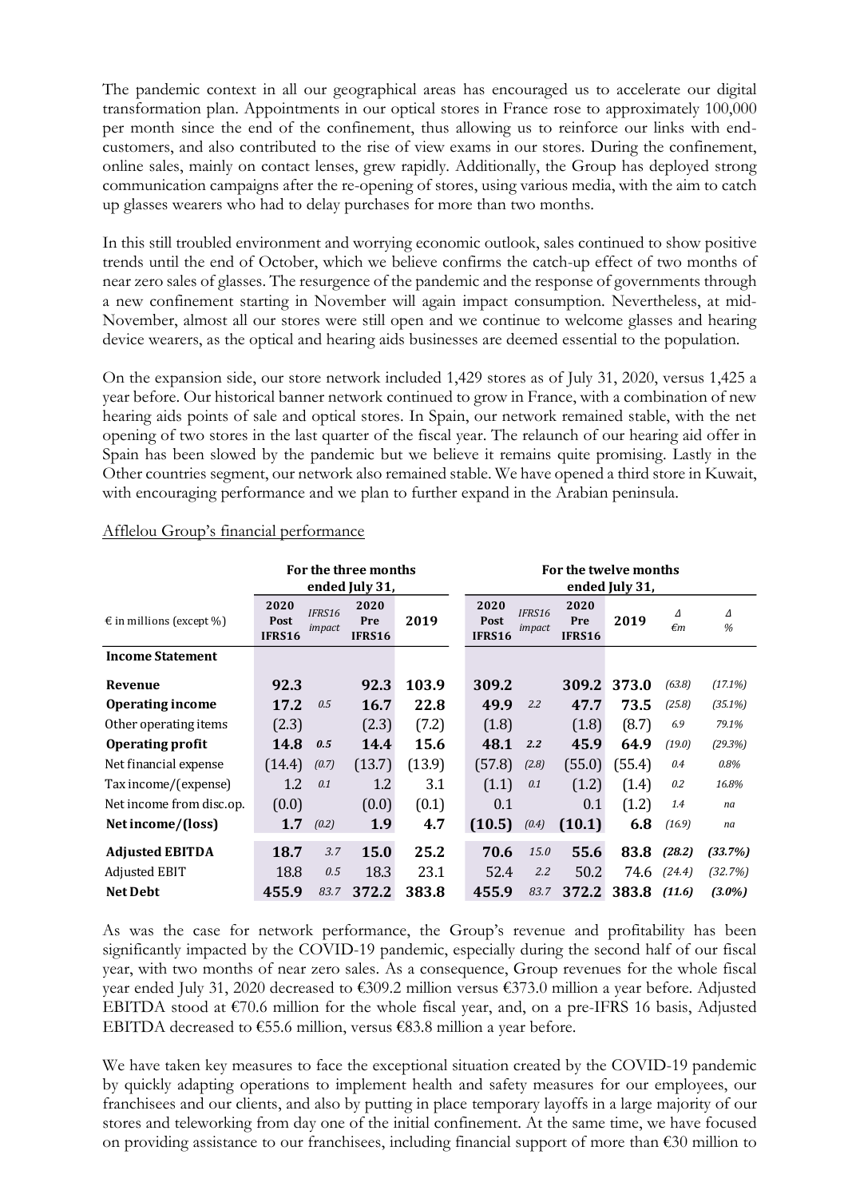The pandemic context in all our geographical areas has encouraged us to accelerate our digital transformation plan. Appointments in our optical stores in France rose to approximately 100,000 per month since the end of the confinement, thus allowing us to reinforce our links with end-customers, and also contributed to the rise of view exams in our stores. During the confinement, online sales, mainly on contact lenses, grew rapidly. Additionally, the Group has deployed strong communication campaigns after the re-opening of stores, using various media, with the aim to catch up glasses wearers who had to delay purchases for more than two months.

In this still troubled environment and worrying economic outlook, sales continued to show positive trends until the end of October, which we believe confirms the catch-up effect of two months of near zero sales of glasses. The resurgence of the pandemic and the response of governments through a new confinement starting in November will again impact consumption. Nevertheless, at mid-November, almost all our stores were still open and we continue to welcome glasses and hearing device wearers, as the optical and hearing aids businesses are deemed essential to the population.

On the expansion side, our store network included 1,429 stores as of July 31, 2020, versus 1,425 a year before. Our historical banner network continued to grow in France, with a combination of new hearing aids points of sale and optical stores. In Spain, our network remained stable, with the net opening of two stores in the last quarter of the fiscal year. The relaunch of our hearing aid offer in Spain has been slowed by the pandemic but we believe it remains quite promising. Lastly in the Other countries segment, our network also remained stable. We have opened a third store in Kuwait, with encouraging performance and we plan to further expand in the Arabian peninsula.

Afflelou Group's financial performance

| € in millions (except %) | For the three months ended July 31, | | | | For the twelve months ended July 31, | | | | | |
|---|---|---|---|---|---|---|---|---|---|---|
| | **2020 Post IFRS16** | *IFRS16 impact* | **2020 Pre IFRS16** | **2019** | **2020 Post IFRS16** | *IFRS16 impact* | **2020 Pre IFRS16** | **2019** | *Δ €m* | *Δ %* |
| **Income Statement** | | | | | | | | | | |
| **Revenue** | **92.3** | | **92.3** | **103.9** | **309.2** | | **309.2** | **373.0** | *(63.8)* | *(17.1%)* |
| **Operating income** | **17.2** | *0.5* | **16.7** | **22.8** | **49.9** | *2.2* | **47.7** | **73.5** | *(25.8)* | *(35.1%)* |
| Other operating items | (2.3) | | (2.3) | (7.2) | (1.8) | | (1.8) | (8.7) | *6.9* | *79.1%* |
| **Operating profit** | **14.8** | ***0.5*** | **14.4** | **15.6** | **48.1** | ***2.2*** | **45.9** | **64.9** | *(19.0)* | *(29.3%)* |
| Net financial expense | (14.4) | *(0.7)* | (13.7) | (13.9) | (57.8) | *(2.8)* | (55.0) | (55.4) | *0.4* | *0.8%* |
| Tax income/(expense) | 1.2 | *0.1* | 1.2 | 3.1 | (1.1) | *0.1* | (1.2) | (1.4) | *0.2* | *16.8%* |
| Net income from disc.op. | (0.0) | | (0.0) | (0.1) | 0.1 | | 0.1 | (1.2) | *1.4* | *na* |
| **Net income/(loss)** | **1.7** | *(0.2)* | **1.9** | **4.7** | **(10.5)** | *(0.4)* | **(10.1)** | **6.8** | *(16.9)* | *na* |
| **Adjusted EBITDA** | **18.7** | *3.7* | **15.0** | **25.2** | **70.6** | *15.0* | **55.6** | **83.8** | ***(28.2)*** | ***(33.7%)*** |
| Adjusted EBIT | 18.8 | *0.5* | 18.3 | 23.1 | 52.4 | *2.2* | 50.2 | 74.6 | *(24.4)* | *(32.7%)* |
| **Net Debt** | **455.9** | *83.7* | **372.2** | **383.8** | **455.9** | *83.7* | **372.2** | **383.8** | ***(11.6)*** | ***(3.0%)*** |

As was the case for network performance, the Group's revenue and profitability has been significantly impacted by the COVID-19 pandemic, especially during the second half of our fiscal year, with two months of near zero sales. As a consequence, Group revenues for the whole fiscal year ended July 31, 2020 decreased to €309.2 million versus €373.0 million a year before. Adjusted EBITDA stood at €70.6 million for the whole fiscal year, and, on a pre-IFRS 16 basis, Adjusted EBITDA decreased to €55.6 million, versus €83.8 million a year before.

We have taken key measures to face the exceptional situation created by the COVID-19 pandemic by quickly adapting operations to implement health and safety measures for our employees, our franchisees and our clients, and also by putting in place temporary layoffs in a large majority of our stores and teleworking from day one of the initial confinement. At the same time, we have focused on providing assistance to our franchisees, including financial support of more than €30 million to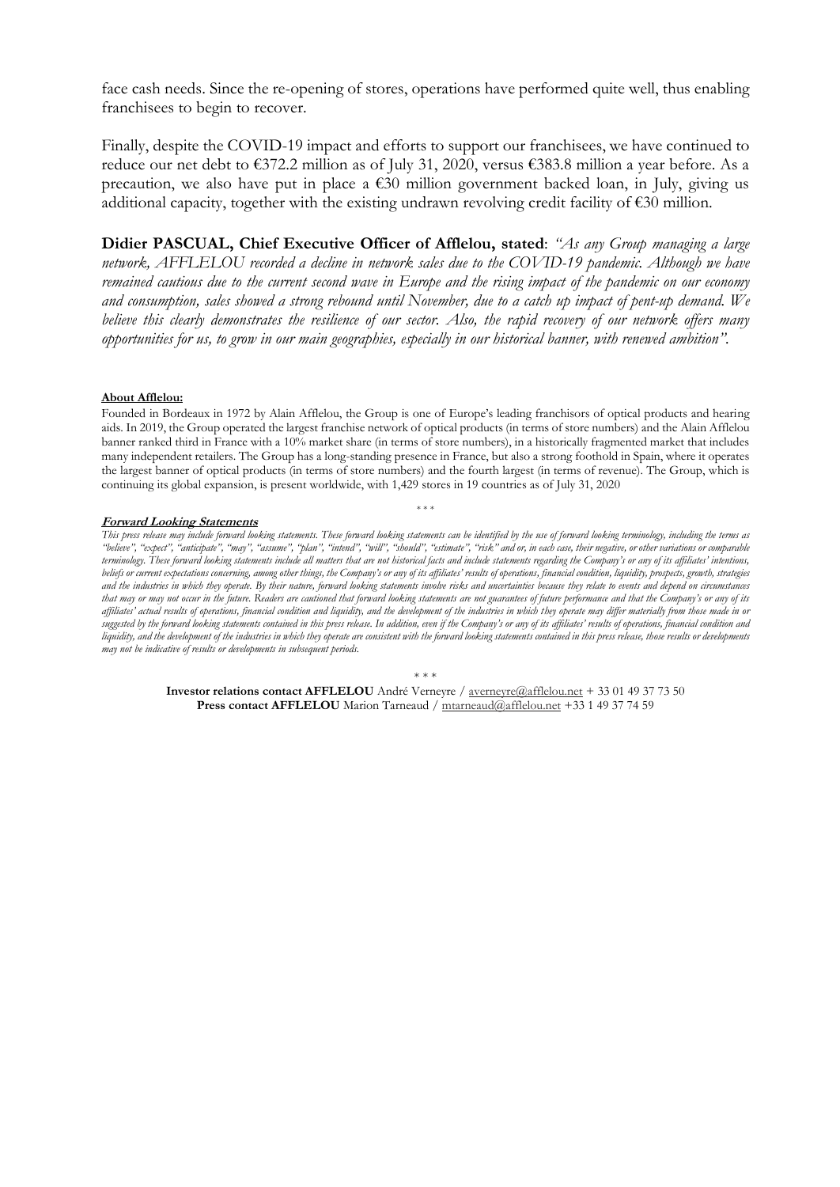face cash needs. Since the re-opening of stores, operations have performed quite well, thus enabling franchisees to begin to recover.

Finally, despite the COVID-19 impact and efforts to support our franchisees, we have continued to reduce our net debt to €372.2 million as of July 31, 2020, versus €383.8 million a year before. As a precaution, we also have put in place a €30 million government backed loan, in July, giving us additional capacity, together with the existing undrawn revolving credit facility of €30 million.

**Didier PASCUAL, Chief Executive Officer of Afflelou, stated**: *"As any Group managing a large network, AFFLELOU recorded a decline in network sales due to the COVID-19 pandemic. Although we have remained cautious due to the current second wave in Europe and the rising impact of the pandemic on our economy and consumption, sales showed a strong rebound until November, due to a catch up impact of pent-up demand. We believe this clearly demonstrates the resilience of our sector. Also, the rapid recovery of our network offers many opportunities for us, to grow in our main geographies, especially in our historical banner, with renewed ambition".*

**About Afflelou:**

Founded in Bordeaux in 1972 by Alain Afflelou, the Group is one of Europe's leading franchisors of optical products and hearing aids. In 2019, the Group operated the largest franchise network of optical products (in terms of store numbers) and the Alain Afflelou banner ranked third in France with a 10% market share (in terms of store numbers), in a historically fragmented market that includes many independent retailers. The Group has a long-standing presence in France, but also a strong foothold in Spain, where it operates the largest banner of optical products (in terms of store numbers) and the fourth largest (in terms of revenue). The Group, which is continuing its global expansion, is present worldwide, with 1,429 stores in 19 countries as of July 31, 2020

\* \* \*

***Forward Looking Statements***

*This press release may include forward looking statements. These forward looking statements can be identified by the use of forward looking terminology, including the terms as "believe", "expect", "anticipate", "may", "assume", "plan", "intend", "will", "should", "estimate", "risk" and or, in each case, their negative, or other variations or comparable terminology. These forward looking statements include all matters that are not historical facts and include statements regarding the Company's or any of its affiliates' intentions, beliefs or current expectations concerning, among other things, the Company's or any of its affiliates' results of operations, financial condition, liquidity, prospects, growth, strategies and the industries in which they operate. By their nature, forward looking statements involve risks and uncertainties because they relate to events and depend on circumstances that may or may not occur in the future. Readers are cautioned that forward looking statements are not guarantees of future performance and that the Company's or any of its affiliates' actual results of operations, financial condition and liquidity, and the development of the industries in which they operate may differ materially from those made in or suggested by the forward looking statements contained in this press release. In addition, even if the Company's or any of its affiliates' results of operations, financial condition and liquidity, and the development of the industries in which they operate are consistent with the forward looking statements contained in this press release, those results or developments may not be indicative of results or developments in subsequent periods.*

\* \* \*

**Investor relations contact AFFLELOU** André Verneyre / averneyre@afflelou.net + 33 01 49 37 73 50
**Press contact AFFLELOU** Marion Tarneaud / mtarneaud@afflelou.net +33 1 49 37 74 59